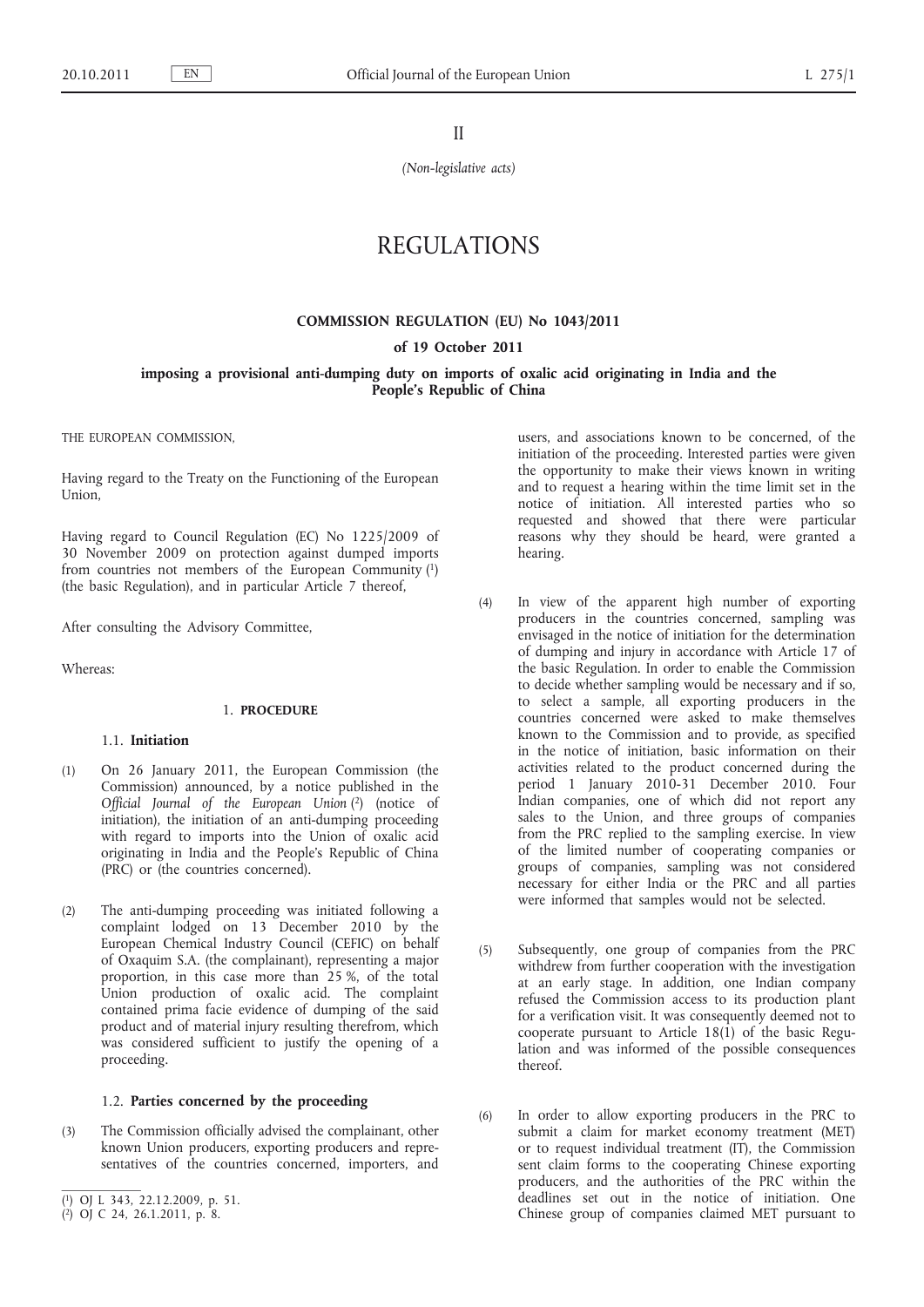II

*(Non-legislative acts)*

# REGULATIONS

## COMMISSION REGULATION (EU) No 1043/2011

### of 19 October 2011

### imposing a provisional anti-dumping duty on imports of oxalic acid originating in India and the People's Republic of China

THE EUROPEAN COMMISSION,

Having regard to the Treaty on the Functioning of the European Union,

Having regard to Council Regulation (EC) No 1225/2009 of 30 November 2009 on protection against dumped imports from countries not members of the European Community [1] (the basic Regulation), and in particular Article 7 thereof,

After consulting the Advisory Committee,

Whereas:

#### 1. PROCEDURE

##### 1.1. Initiation

(1) On 26 January 2011, the European Commission (the Commission) announced, by a notice published in the *Official Journal of the European Union* [2] (notice of initiation), the initiation of an anti-dumping proceeding with regard to imports into the Union of oxalic acid originating in India and the People's Republic of China (PRC) or (the countries concerned).

(2) The anti-dumping proceeding was initiated following a complaint lodged on 13 December 2010 by the European Chemical Industry Council (CEFIC) on behalf of Oxaquim S.A. (the complainant), representing a major proportion, in this case more than 25 %, of the total Union production of oxalic acid. The complaint contained prima facie evidence of dumping of the said product and of material injury resulting therefrom, which was considered sufficient to justify the opening of a proceeding.

##### 1.2. Parties concerned by the proceeding

(3) The Commission officially advised the complainant, other known Union producers, exporting producers and representatives of the countries concerned, importers, and users, and associations known to be concerned, of the initiation of the proceeding. Interested parties were given the opportunity to make their views known in writing and to request a hearing within the time limit set in the notice of initiation. All interested parties who so requested and showed that there were particular reasons why they should be heard, were granted a hearing.

(4) In view of the apparent high number of exporting producers in the countries concerned, sampling was envisaged in the notice of initiation for the determination of dumping and injury in accordance with Article 17 of the basic Regulation. In order to enable the Commission to decide whether sampling would be necessary and if so, to select a sample, all exporting producers in the countries concerned were asked to make themselves known to the Commission and to provide, as specified in the notice of initiation, basic information on their activities related to the product concerned during the period 1 January 2010-31 December 2010. Four Indian companies, one of which did not report any sales to the Union, and three groups of companies from the PRC replied to the sampling exercise. In view of the limited number of cooperating companies or groups of companies, sampling was not considered necessary for either India or the PRC and all parties were informed that samples would not be selected.

(5) Subsequently, one group of companies from the PRC withdrew from further cooperation with the investigation at an early stage. In addition, one Indian company refused the Commission access to its production plant for a verification visit. It was consequently deemed not to cooperate pursuant to Article 18(1) of the basic Regulation and was informed of the possible consequences thereof.

(6) In order to allow exporting producers in the PRC to submit a claim for market economy treatment (MET) or to request individual treatment (IT), the Commission sent claim forms to the cooperating Chinese exporting producers, and the authorities of the PRC within the deadlines set out in the notice of initiation. One Chinese group of companies claimed MET pursuant to

[1] OJ L 343, 22.12.2009, p. 51.

[2] OJ C 24, 26.1.2011, p. 8.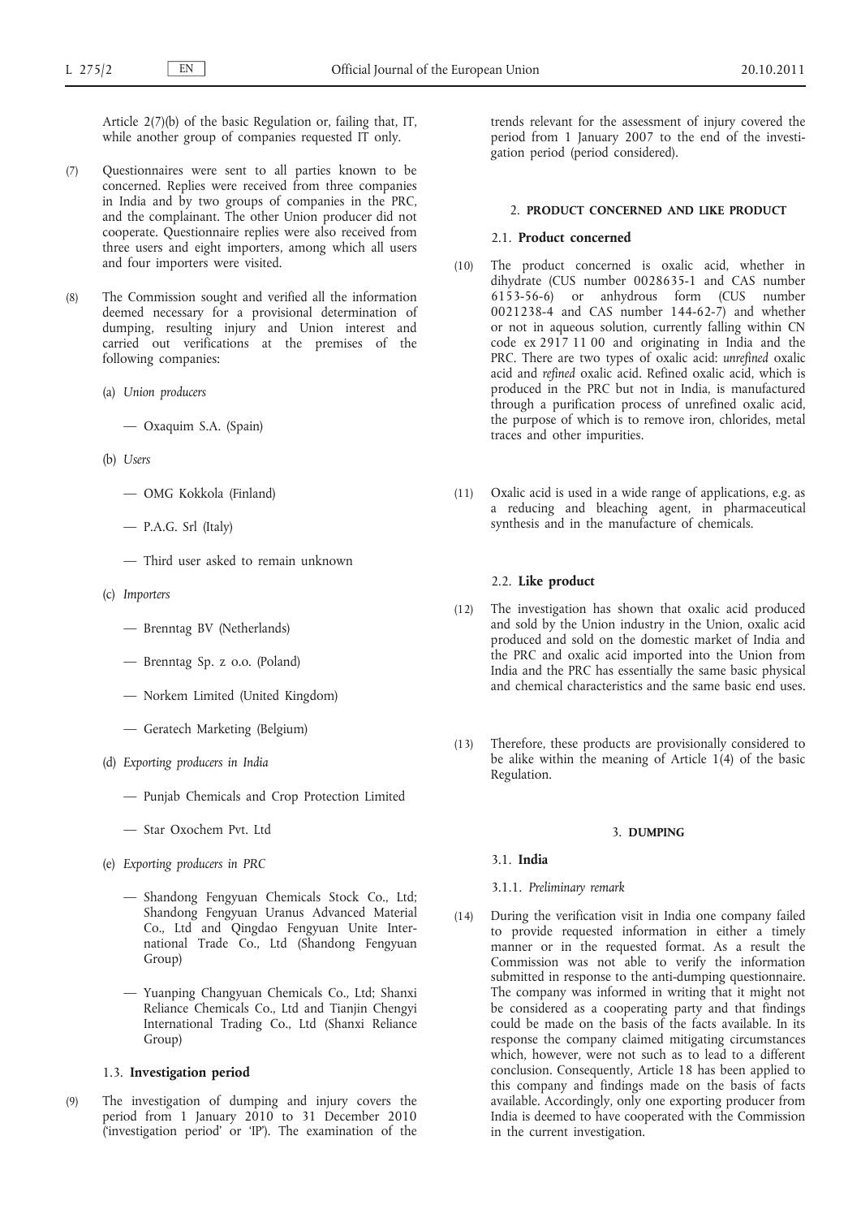Article 2(7)(b) of the basic Regulation or, failing that, IT, while another group of companies requested IT only.

(7) Questionnaires were sent to all parties known to be concerned. Replies were received from three companies in India and by two groups of companies in the PRC, and the complainant. The other Union producer did not cooperate. Questionnaire replies were also received from three users and eight importers, among which all users and four importers were visited.

(8) The Commission sought and verified all the information deemed necessary for a provisional determination of dumping, resulting injury and Union interest and carried out verifications at the premises of the following companies:

(a) *Union producers*

— Oxaquim S.A. (Spain)

(b) *Users*

— OMG Kokkola (Finland)

— P.A.G. Srl (Italy)

— Third user asked to remain unknown

(c) *Importers*

— Brenntag BV (Netherlands)

— Brenntag Sp. z o.o. (Poland)

— Norkem Limited (United Kingdom)

— Geratech Marketing (Belgium)

(d) *Exporting producers in India*

— Punjab Chemicals and Crop Protection Limited

— Star Oxochem Pvt. Ltd

(e) *Exporting producers in PRC*

— Shandong Fengyuan Chemicals Stock Co., Ltd; Shandong Fengyuan Uranus Advanced Material Co., Ltd and Qingdao Fengyuan Unite International Trade Co., Ltd (Shandong Fengyuan Group)

— Yuanping Changyuan Chemicals Co., Ltd; Shanxi Reliance Chemicals Co., Ltd and Tianjin Chengyi International Trading Co., Ltd (Shanxi Reliance Group)

### 1.3. **Investigation period**

(9) The investigation of dumping and injury covers the period from 1 January 2010 to 31 December 2010 ('investigation period' or 'IP'). The examination of the trends relevant for the assessment of injury covered the period from 1 January 2007 to the end of the investigation period (period considered).

## 2. **PRODUCT CONCERNED AND LIKE PRODUCT**

### 2.1. **Product concerned**

(10) The product concerned is oxalic acid, whether in dihydrate (CUS number 0028635-1 and CAS number 6153-56-6) or anhydrous form (CUS number 0021238-4 and CAS number 144-62-7) and whether or not in aqueous solution, currently falling within CN code ex 2917 11 00 and originating in India and the PRC. There are two types of oxalic acid: *unrefined* oxalic acid and *refined* oxalic acid. Refined oxalic acid, which is produced in the PRC but not in India, is manufactured through a purification process of unrefined oxalic acid, the purpose of which is to remove iron, chlorides, metal traces and other impurities.

(11) Oxalic acid is used in a wide range of applications, e.g. as a reducing and bleaching agent, in pharmaceutical synthesis and in the manufacture of chemicals.

### 2.2. **Like product**

(12) The investigation has shown that oxalic acid produced and sold by the Union industry in the Union, oxalic acid produced and sold on the domestic market of India and the PRC and oxalic acid imported into the Union from India and the PRC has essentially the same basic physical and chemical characteristics and the same basic end uses.

(13) Therefore, these products are provisionally considered to be alike within the meaning of Article 1(4) of the basic Regulation.

## 3. **DUMPING**

### 3.1. **India**

#### 3.1.1. *Preliminary remark*

(14) During the verification visit in India one company failed to provide requested information in either a timely manner or in the requested format. As a result the Commission was not able to verify the information submitted in response to the anti-dumping questionnaire. The company was informed in writing that it might not be considered as a cooperating party and that findings could be made on the basis of the facts available. In its response the company claimed mitigating circumstances which, however, were not such as to lead to a different conclusion. Consequently, Article 18 has been applied to this company and findings made on the basis of facts available. Accordingly, only one exporting producer from India is deemed to have cooperated with the Commission in the current investigation.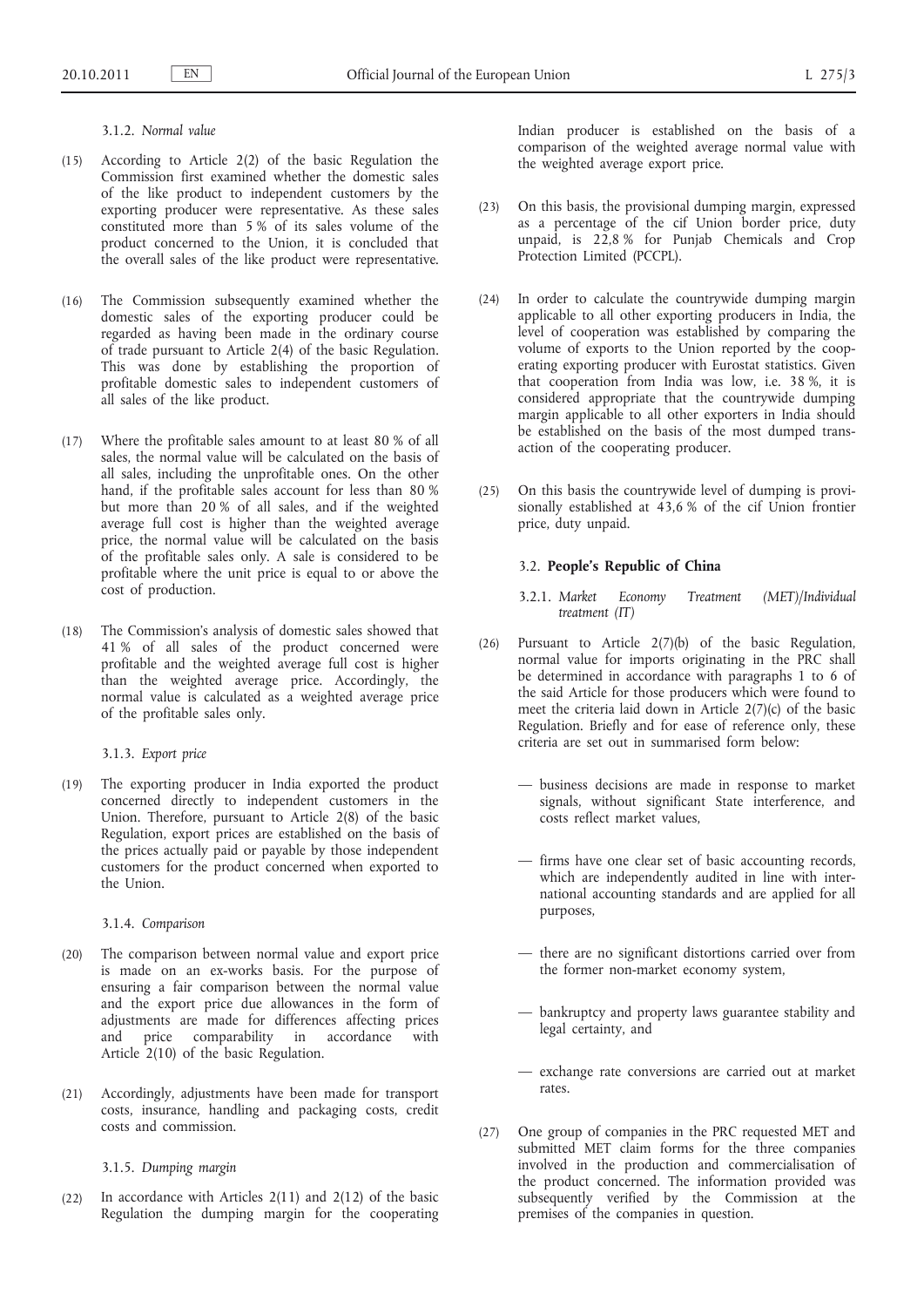#### 3.1.2. *Normal value*

(15) According to Article 2(2) of the basic Regulation the Commission first examined whether the domestic sales of the like product to independent customers by the exporting producer were representative. As these sales constituted more than 5 % of its sales volume of the product concerned to the Union, it is concluded that the overall sales of the like product were representative.

(16) The Commission subsequently examined whether the domestic sales of the exporting producer could be regarded as having been made in the ordinary course of trade pursuant to Article 2(4) of the basic Regulation. This was done by establishing the proportion of profitable domestic sales to independent customers of all sales of the like product.

(17) Where the profitable sales amount to at least 80 % of all sales, the normal value will be calculated on the basis of all sales, including the unprofitable ones. On the other hand, if the profitable sales account for less than 80 % but more than 20 % of all sales, and if the weighted average full cost is higher than the weighted average price, the normal value will be calculated on the basis of the profitable sales only. A sale is considered to be profitable where the unit price is equal to or above the cost of production.

(18) The Commission's analysis of domestic sales showed that 41 % of all sales of the product concerned were profitable and the weighted average full cost is higher than the weighted average price. Accordingly, the normal value is calculated as a weighted average price of the profitable sales only.

#### 3.1.3. *Export price*

(19) The exporting producer in India exported the product concerned directly to independent customers in the Union. Therefore, pursuant to Article 2(8) of the basic Regulation, export prices are established on the basis of the prices actually paid or payable by those independent customers for the product concerned when exported to the Union.

#### 3.1.4. *Comparison*

(20) The comparison between normal value and export price is made on an ex-works basis. For the purpose of ensuring a fair comparison between the normal value and the export price due allowances in the form of adjustments are made for differences affecting prices and price comparability in accordance with Article 2(10) of the basic Regulation.

(21) Accordingly, adjustments have been made for transport costs, insurance, handling and packaging costs, credit costs and commission.

#### 3.1.5. *Dumping margin*

(22) In accordance with Articles 2(11) and 2(12) of the basic Regulation the dumping margin for the cooperating Indian producer is established on the basis of a comparison of the weighted average normal value with the weighted average export price.

(23) On this basis, the provisional dumping margin, expressed as a percentage of the cif Union border price, duty unpaid, is 22,8 % for Punjab Chemicals and Crop Protection Limited (PCCPL).

(24) In order to calculate the countrywide dumping margin applicable to all other exporting producers in India, the level of cooperation was established by comparing the volume of exports to the Union reported by the cooperating exporting producer with Eurostat statistics. Given that cooperation from India was low, i.e. 38 %, it is considered appropriate that the countrywide dumping margin applicable to all other exporters in India should be established on the basis of the most dumped transaction of the cooperating producer.

(25) On this basis the countrywide level of dumping is provisionally established at 43,6 % of the cif Union frontier price, duty unpaid.

### 3.2. **People's Republic of China**

#### 3.2.1. *Market Economy Treatment (MET)/Individual treatment (IT)*

(26) Pursuant to Article 2(7)(b) of the basic Regulation, normal value for imports originating in the PRC shall be determined in accordance with paragraphs 1 to 6 of the said Article for those producers which were found to meet the criteria laid down in Article 2(7)(c) of the basic Regulation. Briefly and for ease of reference only, these criteria are set out in summarised form below:

- business decisions are made in response to market signals, without significant State interference, and costs reflect market values,
- firms have one clear set of basic accounting records, which are independently audited in line with international accounting standards and are applied for all purposes,
- there are no significant distortions carried over from the former non-market economy system,
- bankruptcy and property laws guarantee stability and legal certainty, and
- exchange rate conversions are carried out at market rates.

(27) One group of companies in the PRC requested MET and submitted MET claim forms for the three companies involved in the production and commercialisation of the product concerned. The information provided was subsequently verified by the Commission at the premises of the companies in question.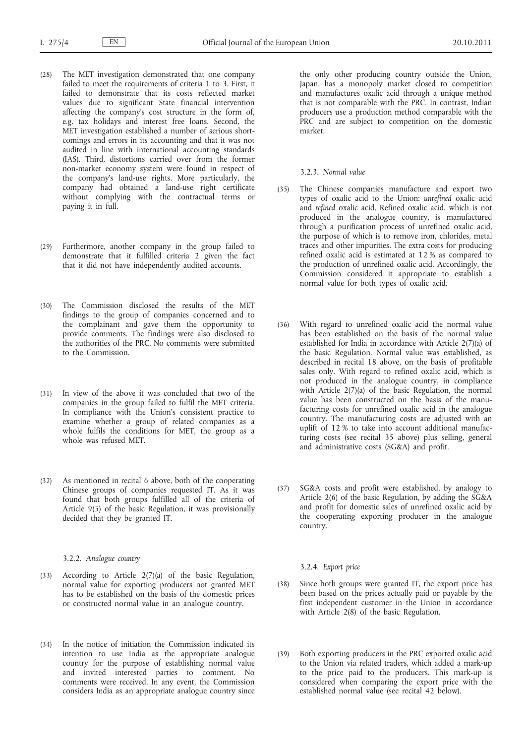(28) The MET investigation demonstrated that one company failed to meet the requirements of criteria 1 to 3. First, it failed to demonstrate that its costs reflected market values due to significant State financial intervention affecting the company's cost structure in the form of, e.g. tax holidays and interest free loans. Second, the MET investigation established a number of serious shortcomings and errors in its accounting and that it was not audited in line with international accounting standards (IAS). Third, distortions carried over from the former non-market economy system were found in respect of the company's land-use rights. More particularly, the company had obtained a land-use right certificate without complying with the contractual terms or paying it in full.

(29) Furthermore, another company in the group failed to demonstrate that it fulfilled criteria 2 given the fact that it did not have independently audited accounts.

(30) The Commission disclosed the results of the MET findings to the group of companies concerned and to the complainant and gave them the opportunity to provide comments. The findings were also disclosed to the authorities of the PRC. No comments were submitted to the Commission.

(31) In view of the above it was concluded that two of the companies in the group failed to fulfil the MET criteria. In compliance with the Union's consistent practice to examine whether a group of related companies as a whole fulfils the conditions for MET, the group as a whole was refused MET.

(32) As mentioned in recital 6 above, both of the cooperating Chinese groups of companies requested IT. As it was found that both groups fulfilled all of the criteria of Article 9(5) of the basic Regulation, it was provisionally decided that they be granted IT.

#### 3.2.2. *Analogue country*

(33) According to Article 2(7)(a) of the basic Regulation, normal value for exporting producers not granted MET has to be established on the basis of the domestic prices or constructed normal value in an analogue country.

(34) In the notice of initiation the Commission indicated its intention to use India as the appropriate analogue country for the purpose of establishing normal value and invited interested parties to comment. No comments were received. In any event, the Commission considers India as an appropriate analogue country since the only other producing country outside the Union, Japan, has a monopoly market closed to competition and manufactures oxalic acid through a unique method that is not comparable with the PRC. In contrast, Indian producers use a production method comparable with the PRC and are subject to competition on the domestic market.

#### 3.2.3. *Normal value*

(35) The Chinese companies manufacture and export two types of oxalic acid to the Union: *unrefined* oxalic acid and *refined* oxalic acid. Refined oxalic acid, which is not produced in the analogue country, is manufactured through a purification process of unrefined oxalic acid, the purpose of which is to remove iron, chlorides, metal traces and other impurities. The extra costs for producing refined oxalic acid is estimated at 12 % as compared to the production of unrefined oxalic acid. Accordingly, the Commission considered it appropriate to establish a normal value for both types of oxalic acid.

(36) With regard to unrefined oxalic acid the normal value has been established on the basis of the normal value established for India in accordance with Article 2(7)(a) of the basic Regulation. Normal value was established, as described in recital 18 above, on the basis of profitable sales only. With regard to refined oxalic acid, which is not produced in the analogue country, in compliance with Article 2(7)(a) of the basic Regulation, the normal value has been constructed on the basis of the manufacturing costs for unrefined oxalic acid in the analogue country. The manufacturing costs are adjusted with an uplift of 12 % to take into account additional manufacturing costs (see recital 35 above) plus selling, general and administrative costs (SG&A) and profit.

(37) SG&A costs and profit were established, by analogy to Article 2(6) of the basic Regulation, by adding the SG&A and profit for domestic sales of unrefined oxalic acid by the cooperating exporting producer in the analogue country.

#### 3.2.4. *Export price*

(38) Since both groups were granted IT, the export price has been based on the prices actually paid or payable by the first independent customer in the Union in accordance with Article 2(8) of the basic Regulation.

(39) Both exporting producers in the PRC exported oxalic acid to the Union via related traders, which added a mark-up to the price paid to the producers. This mark-up is considered when comparing the export price with the established normal value (see recital 42 below).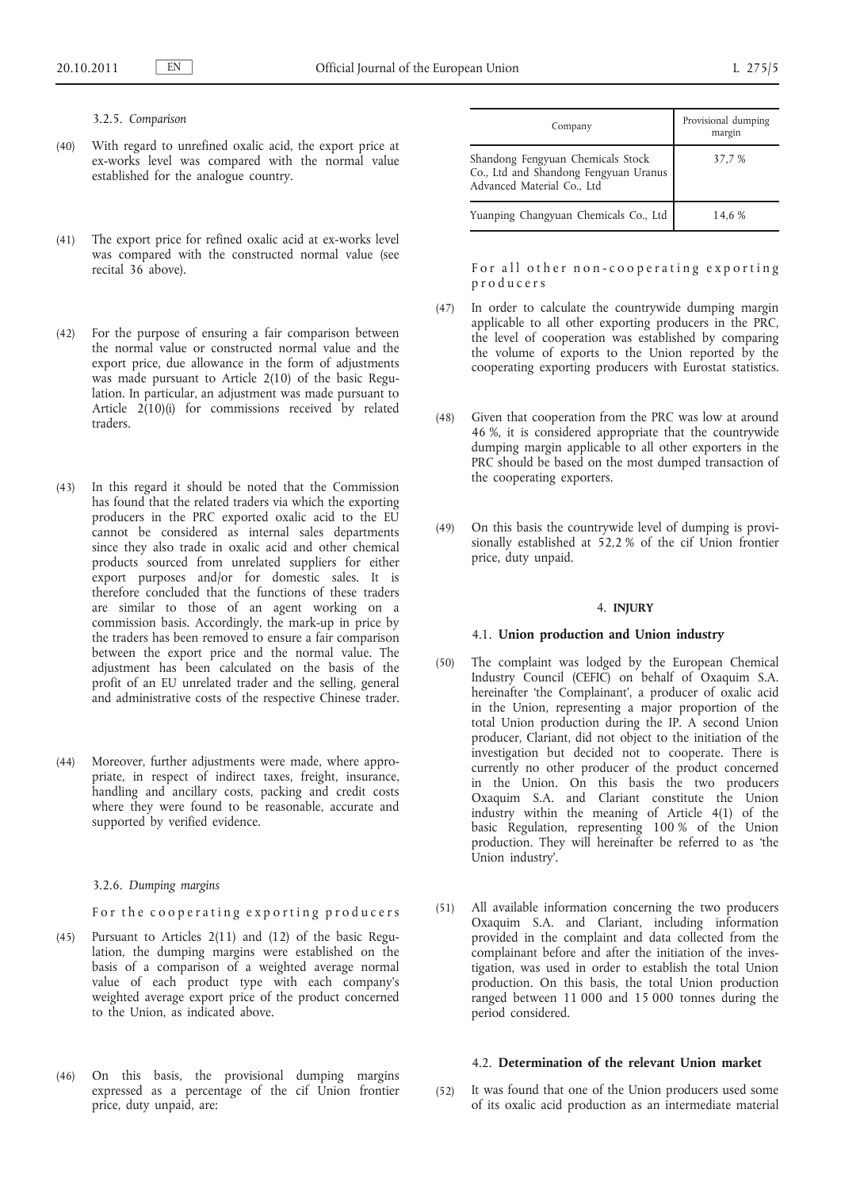3.2.5. *Comparison*

(40) With regard to unrefined oxalic acid, the export price at ex-works level was compared with the normal value established for the analogue country.

(41) The export price for refined oxalic acid at ex-works level was compared with the constructed normal value (see recital 36 above).

(42) For the purpose of ensuring a fair comparison between the normal value or constructed normal value and the export price, due allowance in the form of adjustments was made pursuant to Article 2(10) of the basic Regulation. In particular, an adjustment was made pursuant to Article 2(10)(i) for commissions received by related traders.

(43) In this regard it should be noted that the Commission has found that the related traders via which the exporting producers in the PRC exported oxalic acid to the EU cannot be considered as internal sales departments since they also trade in oxalic acid and other chemical products sourced from unrelated suppliers for either export purposes and/or for domestic sales. It is therefore concluded that the functions of these traders are similar to those of an agent working on a commission basis. Accordingly, the mark-up in price by the traders has been removed to ensure a fair comparison between the export price and the normal value. The adjustment has been calculated on the basis of the profit of an EU unrelated trader and the selling, general and administrative costs of the respective Chinese trader.

(44) Moreover, further adjustments were made, where appropriate, in respect of indirect taxes, freight, insurance, handling and ancillary costs, packing and credit costs where they were found to be reasonable, accurate and supported by verified evidence.

3.2.6. *Dumping margins*

For the cooperating exporting producers

(45) Pursuant to Articles 2(11) and (12) of the basic Regulation, the dumping margins were established on the basis of a comparison of a weighted average normal value of each product type with each company's weighted average export price of the product concerned to the Union, as indicated above.

(46) On this basis, the provisional dumping margins expressed as a percentage of the cif Union frontier price, duty unpaid, are:

| Company | Provisional dumping margin |
|---|---|
| Shandong Fengyuan Chemicals Stock Co., Ltd and Shandong Fengyuan Uranus Advanced Material Co., Ltd | 37,7 % |
| Yuanping Changyuan Chemicals Co., Ltd | 14,6 % |

For all other non-cooperating exporting producers

(47) In order to calculate the countrywide dumping margin applicable to all other exporting producers in the PRC, the level of cooperation was established by comparing the volume of exports to the Union reported by the cooperating exporting producers with Eurostat statistics.

(48) Given that cooperation from the PRC was low at around 46 %, it is considered appropriate that the countrywide dumping margin applicable to all other exporters in the PRC should be based on the most dumped transaction of the cooperating exporters.

(49) On this basis the countrywide level of dumping is provisionally established at 52,2 % of the cif Union frontier price, duty unpaid.

## 4. INJURY

### 4.1. Union production and Union industry

(50) The complaint was lodged by the European Chemical Industry Council (CEFIC) on behalf of Oxaquim S.A. hereinafter 'the Complainant', a producer of oxalic acid in the Union, representing a major proportion of the total Union production during the IP. A second Union producer, Clariant, did not object to the initiation of the investigation but decided not to cooperate. There is currently no other producer of the product concerned in the Union. On this basis the two producers Oxaquim S.A. and Clariant constitute the Union industry within the meaning of Article 4(1) of the basic Regulation, representing 100 % of the Union production. They will hereinafter be referred to as 'the Union industry'.

(51) All available information concerning the two producers Oxaquim S.A. and Clariant, including information provided in the complaint and data collected from the complainant before and after the initiation of the investigation, was used in order to establish the total Union production. On this basis, the total Union production ranged between 11 000 and 15 000 tonnes during the period considered.

### 4.2. Determination of the relevant Union market

(52) It was found that one of the Union producers used some of its oxalic acid production as an intermediate material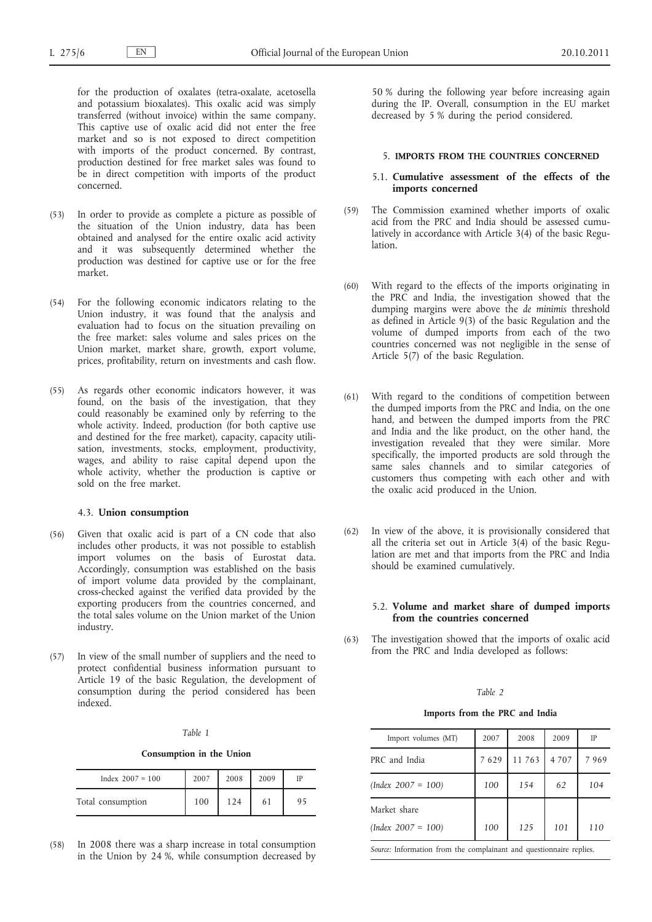for the production of oxalates (tetra-oxalate, acetosella and potassium bioxalates). This oxalic acid was simply transferred (without invoice) within the same company. This captive use of oxalic acid did not enter the free market and so is not exposed to direct competition with imports of the product concerned. By contrast, production destined for free market sales was found to be in direct competition with imports of the product concerned.

(53) In order to provide as complete a picture as possible of the situation of the Union industry, data has been obtained and analysed for the entire oxalic acid activity and it was subsequently determined whether the production was destined for captive use or for the free market.

(54) For the following economic indicators relating to the Union industry, it was found that the analysis and evaluation had to focus on the situation prevailing on the free market: sales volume and sales prices on the Union market, market share, growth, export volume, prices, profitability, return on investments and cash flow.

(55) As regards other economic indicators however, it was found, on the basis of the investigation, that they could reasonably be examined only by referring to the whole activity. Indeed, production (for both captive use and destined for the free market), capacity, capacity utilisation, investments, stocks, employment, productivity, wages, and ability to raise capital depend upon the whole activity, whether the production is captive or sold on the free market.

### 4.3. Union consumption

(56) Given that oxalic acid is part of a CN code that also includes other products, it was not possible to establish import volumes on the basis of Eurostat data. Accordingly, consumption was established on the basis of import volume data provided by the complainant, cross-checked against the verified data provided by the exporting producers from the countries concerned, and the total sales volume on the Union market of the Union industry.

(57) In view of the small number of suppliers and the need to protect confidential business information pursuant to Article 19 of the basic Regulation, the development of consumption during the period considered has been indexed.

*Table 1*

**Consumption in the Union**

| Index 2007 = 100 | 2007 | 2008 | 2009 | IP |
|---|---|---|---|---|
| Total consumption | 100 | 124 | 61 | 95 |

(58) In 2008 there was a sharp increase in total consumption in the Union by 24 %, while consumption decreased by 50 % during the following year before increasing again during the IP. Overall, consumption in the EU market decreased by 5 % during the period considered.

## 5. IMPORTS FROM THE COUNTRIES CONCERNED

### 5.1. Cumulative assessment of the effects of the imports concerned

(59) The Commission examined whether imports of oxalic acid from the PRC and India should be assessed cumulatively in accordance with Article 3(4) of the basic Regulation.

(60) With regard to the effects of the imports originating in the PRC and India, the investigation showed that the dumping margins were above the *de minimis* threshold as defined in Article 9(3) of the basic Regulation and the volume of dumped imports from each of the two countries concerned was not negligible in the sense of Article 5(7) of the basic Regulation.

(61) With regard to the conditions of competition between the dumped imports from the PRC and India, on the one hand, and between the dumped imports from the PRC and India and the like product, on the other hand, the investigation revealed that they were similar. More specifically, the imported products are sold through the same sales channels and to similar categories of customers thus competing with each other and with the oxalic acid produced in the Union.

(62) In view of the above, it is provisionally considered that all the criteria set out in Article 3(4) of the basic Regulation are met and that imports from the PRC and India should be examined cumulatively.

### 5.2. Volume and market share of dumped imports from the countries concerned

(63) The investigation showed that the imports of oxalic acid from the PRC and India developed as follows:

*Table 2*

**Imports from the PRC and India**

| Import volumes (MT) | 2007 | 2008 | 2009 | IP |
|---|---|---|---|---|
| PRC and India | 7 629 | 11 763 | 4 707 | 7 969 |
| *(Index 2007 = 100)* | *100* | *154* | *62* | *104* |
| Market share *(Index 2007 = 100)* | *100* | *125* | *101* | *110* |

*Source:* Information from the complainant and questionnaire replies.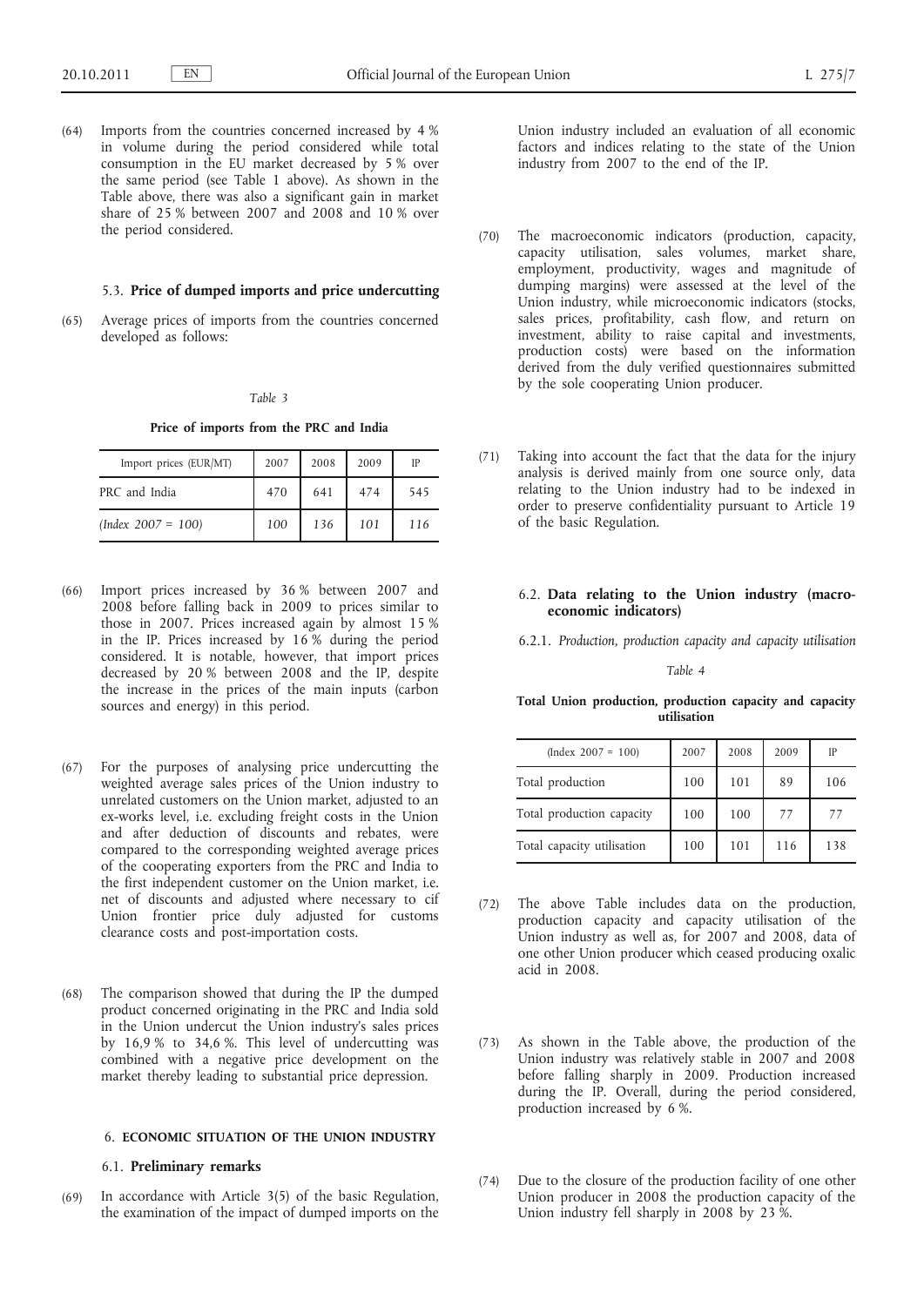(64) Imports from the countries concerned increased by 4 % in volume during the period considered while total consumption in the EU market decreased by 5 % over the same period (see Table 1 above). As shown in the Table above, there was also a significant gain in market share of 25 % between 2007 and 2008 and 10 % over the period considered.

### 5.3. **Price of dumped imports and price undercutting**

(65) Average prices of imports from the countries concerned developed as follows:

*Table 3*

**Price of imports from the PRC and India**

| Import prices (EUR/MT) | 2007 | 2008 | 2009 | IP |
|---|---|---|---|---|
| PRC and India | 470 | 641 | 474 | 545 |
| *(Index 2007 = 100)* | *100* | *136* | *101* | *116* |

(66) Import prices increased by 36 % between 2007 and 2008 before falling back in 2009 to prices similar to those in 2007. Prices increased again by almost 15 % in the IP. Prices increased by 16 % during the period considered. It is notable, however, that import prices decreased by 20 % between 2008 and the IP, despite the increase in the prices of the main inputs (carbon sources and energy) in this period.

(67) For the purposes of analysing price undercutting the weighted average sales prices of the Union industry to unrelated customers on the Union market, adjusted to an ex-works level, i.e. excluding freight costs in the Union and after deduction of discounts and rebates, were compared to the corresponding weighted average prices of the cooperating exporters from the PRC and India to the first independent customer on the Union market, i.e. net of discounts and adjusted where necessary to cif Union frontier price duly adjusted for customs clearance costs and post-importation costs.

(68) The comparison showed that during the IP the dumped product concerned originating in the PRC and India sold in the Union undercut the Union industry's sales prices by 16,9 % to 34,6 %. This level of undercutting was combined with a negative price development on the market thereby leading to substantial price depression.

## 6. **ECONOMIC SITUATION OF THE UNION INDUSTRY**

### 6.1. **Preliminary remarks**

(69) In accordance with Article 3(5) of the basic Regulation, the examination of the impact of dumped imports on the Union industry included an evaluation of all economic factors and indices relating to the state of the Union industry from 2007 to the end of the IP.

(70) The macroeconomic indicators (production, capacity, capacity utilisation, sales volumes, market share, employment, productivity, wages and magnitude of dumping margins) were assessed at the level of the Union industry, while microeconomic indicators (stocks, sales prices, profitability, cash flow, and return on investment, ability to raise capital and investments, production costs) were based on the information derived from the duly verified questionnaires submitted by the sole cooperating Union producer.

(71) Taking into account the fact that the data for the injury analysis is derived mainly from one source only, data relating to the Union industry had to be indexed in order to preserve confidentiality pursuant to Article 19 of the basic Regulation.

### 6.2. **Data relating to the Union industry (macroeconomic indicators)**

#### 6.2.1. *Production, production capacity and capacity utilisation*

*Table 4*

**Total Union production, production capacity and capacity utilisation**

| (Index 2007 = 100) | 2007 | 2008 | 2009 | IP |
|---|---|---|---|---|
| Total production | 100 | 101 | 89 | 106 |
| Total production capacity | 100 | 100 | 77 | 77 |
| Total capacity utilisation | 100 | 101 | 116 | 138 |

(72) The above Table includes data on the production, production capacity and capacity utilisation of the Union industry as well as, for 2007 and 2008, data of one other Union producer which ceased producing oxalic acid in 2008.

(73) As shown in the Table above, the production of the Union industry was relatively stable in 2007 and 2008 before falling sharply in 2009. Production increased during the IP. Overall, during the period considered, production increased by 6 %.

(74) Due to the closure of the production facility of one other Union producer in 2008 the production capacity of the Union industry fell sharply in 2008 by 23 %.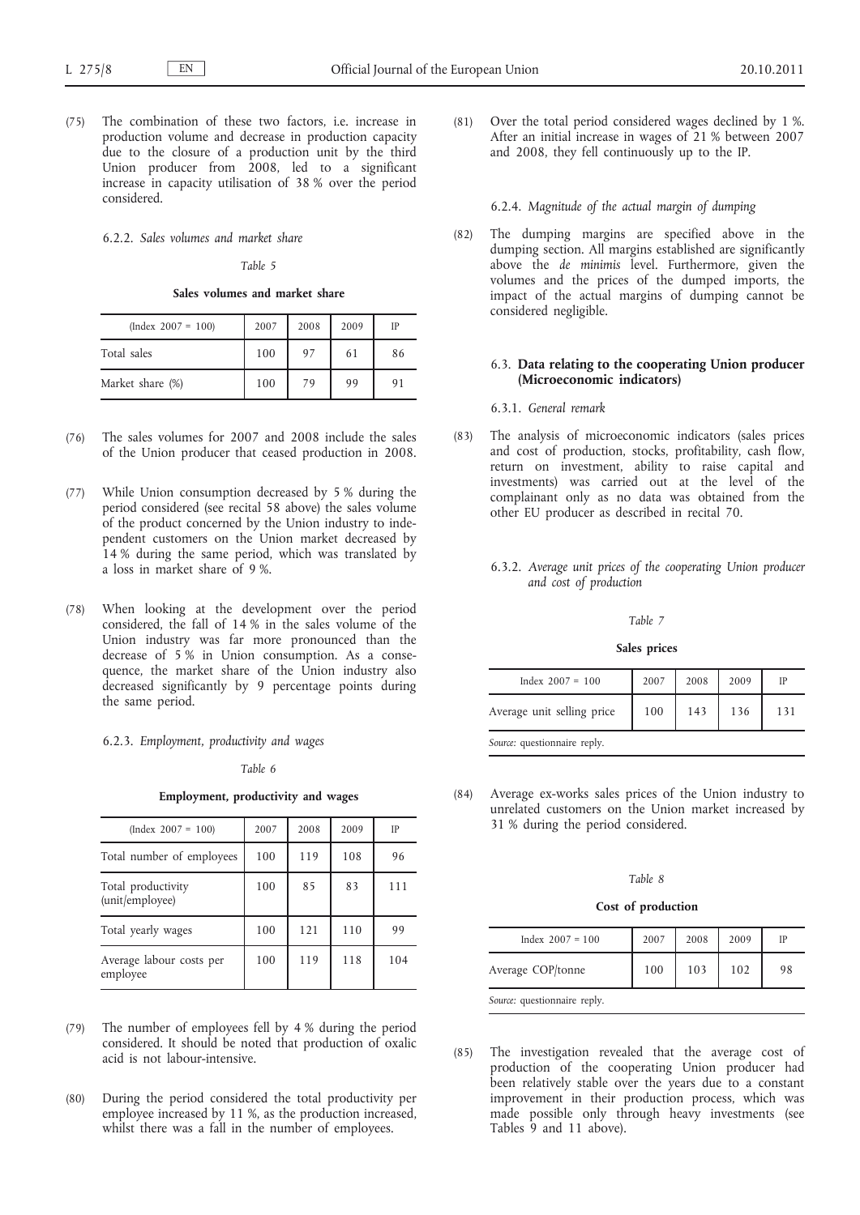(75) The combination of these two factors, i.e. increase in production volume and decrease in production capacity due to the closure of a production unit by the third Union producer from 2008, led to a significant increase in capacity utilisation of 38 % over the period considered.

#### 6.2.2. *Sales volumes and market share*

*Table 5*

**Sales volumes and market share**

| (Index 2007 = 100) | 2007 | 2008 | 2009 | IP |
|---|---|---|---|---|
| Total sales | 100 | 97 | 61 | 86 |
| Market share (%) | 100 | 79 | 99 | 91 |

(76) The sales volumes for 2007 and 2008 include the sales of the Union producer that ceased production in 2008.

(77) While Union consumption decreased by 5 % during the period considered (see recital 58 above) the sales volume of the product concerned by the Union industry to independent customers on the Union market decreased by 14 % during the same period, which was translated by a loss in market share of 9 %.

(78) When looking at the development over the period considered, the fall of 14 % in the sales volume of the Union industry was far more pronounced than the decrease of 5 % in Union consumption. As a consequence, the market share of the Union industry also decreased significantly by 9 percentage points during the same period.

#### 6.2.3. *Employment, productivity and wages*

*Table 6*

**Employment, productivity and wages**

| (Index 2007 = 100) | 2007 | 2008 | 2009 | IP |
|---|---|---|---|---|
| Total number of employees | 100 | 119 | 108 | 96 |
| Total productivity (unit/employee) | 100 | 85 | 83 | 111 |
| Total yearly wages | 100 | 121 | 110 | 99 |
| Average labour costs per employee | 100 | 119 | 118 | 104 |

(79) The number of employees fell by 4 % during the period considered. It should be noted that production of oxalic acid is not labour-intensive.

(80) During the period considered the total productivity per employee increased by 11 %, as the production increased, whilst there was a fall in the number of employees.

(81) Over the total period considered wages declined by 1 %. After an initial increase in wages of 21 % between 2007 and 2008, they fell continuously up to the IP.

#### 6.2.4. *Magnitude of the actual margin of dumping*

(82) The dumping margins are specified above in the dumping section. All margins established are significantly above the *de minimis* level. Furthermore, given the volumes and the prices of the dumped imports, the impact of the actual margins of dumping cannot be considered negligible.

### 6.3. **Data relating to the cooperating Union producer (Microeconomic indicators)**

#### 6.3.1. *General remark*

(83) The analysis of microeconomic indicators (sales prices and cost of production, stocks, profitability, cash flow, return on investment, ability to raise capital and investments) was carried out at the level of the complainant only as no data was obtained from the other EU producer as described in recital 70.

#### 6.3.2. *Average unit prices of the cooperating Union producer and cost of production*

*Table 7*

**Sales prices**

| Index 2007 = 100 | 2007 | 2008 | 2009 | IP |
|---|---|---|---|---|
| Average unit selling price | 100 | 143 | 136 | 131 |

*Source:* questionnaire reply.

(84) Average ex-works sales prices of the Union industry to unrelated customers on the Union market increased by 31 % during the period considered.

*Table 8*

**Cost of production**

| Index 2007 = 100 | 2007 | 2008 | 2009 | IP |
|---|---|---|---|---|
| Average COP/tonne | 100 | 103 | 102 | 98 |

*Source:* questionnaire reply.

(85) The investigation revealed that the average cost of production of the cooperating Union producer had been relatively stable over the years due to a constant improvement in their production process, which was made possible only through heavy investments (see Tables 9 and 11 above).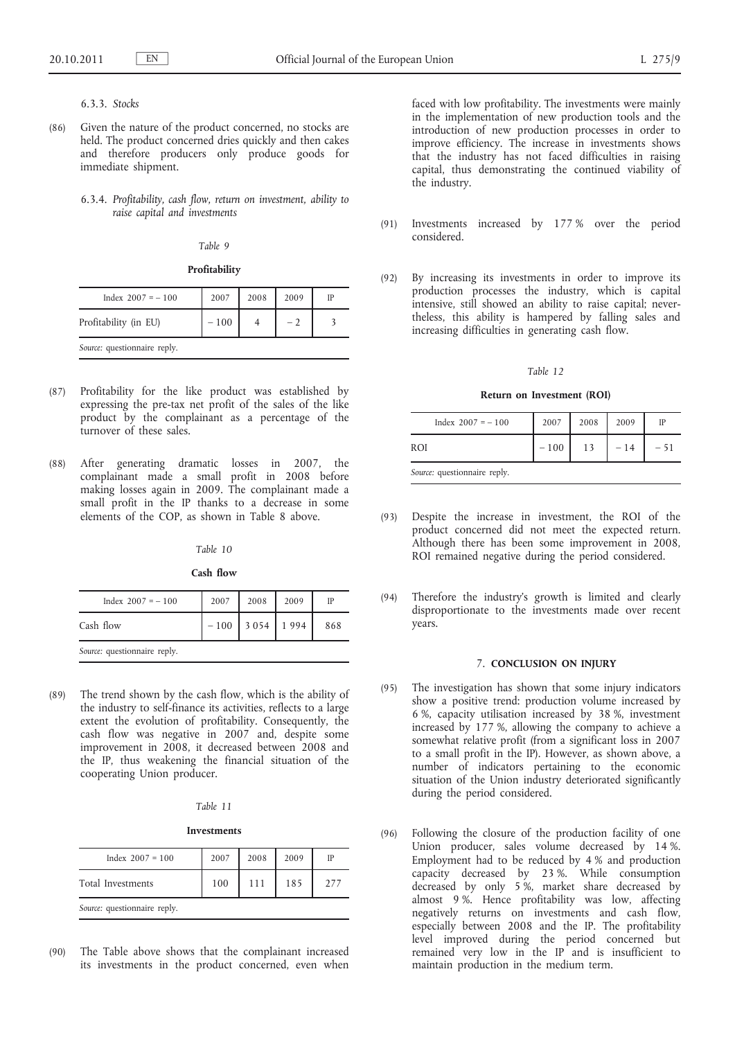#### 6.3.3. *Stocks*

(86) Given the nature of the product concerned, no stocks are held. The product concerned dries quickly and then cakes and therefore producers only produce goods for immediate shipment.

#### 6.3.4. *Profitability, cash flow, return on investment, ability to raise capital and investments*

*Table 9*

**Profitability**

| Index 2007 = − 100 | 2007 | 2008 | 2009 | IP |
|---|---|---|---|---|
| Profitability (in EU) | − 100 | 4 | − 2 | 3 |

*Source:* questionnaire reply.

(87) Profitability for the like product was established by expressing the pre-tax net profit of the sales of the like product by the complainant as a percentage of the turnover of these sales.

(88) After generating dramatic losses in 2007, the complainant made a small profit in 2008 before making losses again in 2009. The complainant made a small profit in the IP thanks to a decrease in some elements of the COP, as shown in Table 8 above.

*Table 10*

**Cash flow**

| Index 2007 = − 100 | 2007 | 2008 | 2009 | IP |
|---|---|---|---|---|
| Cash flow | − 100 | 3 054 | 1 994 | 868 |

*Source:* questionnaire reply.

(89) The trend shown by the cash flow, which is the ability of the industry to self-finance its activities, reflects to a large extent the evolution of profitability. Consequently, the cash flow was negative in 2007 and, despite some improvement in 2008, it decreased between 2008 and the IP, thus weakening the financial situation of the cooperating Union producer.

*Table 11*

**Investments**

| Index 2007 = 100 | 2007 | 2008 | 2009 | IP |
|---|---|---|---|---|
| Total Investments | 100 | 111 | 185 | 277 |

*Source:* questionnaire reply.

(90) The Table above shows that the complainant increased its investments in the product concerned, even when faced with low profitability. The investments were mainly in the implementation of new production tools and the introduction of new production processes in order to improve efficiency. The increase in investments shows that the industry has not faced difficulties in raising capital, thus demonstrating the continued viability of the industry.

(91) Investments increased by 177 % over the period considered.

(92) By increasing its investments in order to improve its production processes the industry, which is capital intensive, still showed an ability to raise capital; nevertheless, this ability is hampered by falling sales and increasing difficulties in generating cash flow.

*Table 12*

**Return on Investment (ROI)**

| Index 2007 = − 100 | 2007 | 2008 | 2009 | IP |
|---|---|---|---|---|
| ROI | − 100 | 13 | − 14 | − 51 |

*Source:* questionnaire reply.

(93) Despite the increase in investment, the ROI of the product concerned did not meet the expected return. Although there has been some improvement in 2008, ROI remained negative during the period considered.

(94) Therefore the industry's growth is limited and clearly disproportionate to the investments made over recent years.

## 7. **CONCLUSION ON INJURY**

(95) The investigation has shown that some injury indicators show a positive trend: production volume increased by 6 %, capacity utilisation increased by 38 %, investment increased by 177 %, allowing the company to achieve a somewhat relative profit (from a significant loss in 2007 to a small profit in the IP). However, as shown above, a number of indicators pertaining to the economic situation of the Union industry deteriorated significantly during the period considered.

(96) Following the closure of the production facility of one Union producer, sales volume decreased by 14 %. Employment had to be reduced by 4 % and production capacity decreased by 23 %. While consumption decreased by only 5 %, market share decreased by almost 9 %. Hence profitability was low, affecting negatively returns on investments and cash flow, especially between 2008 and the IP. The profitability level improved during the period concerned but remained very low in the IP and is insufficient to maintain production in the medium term.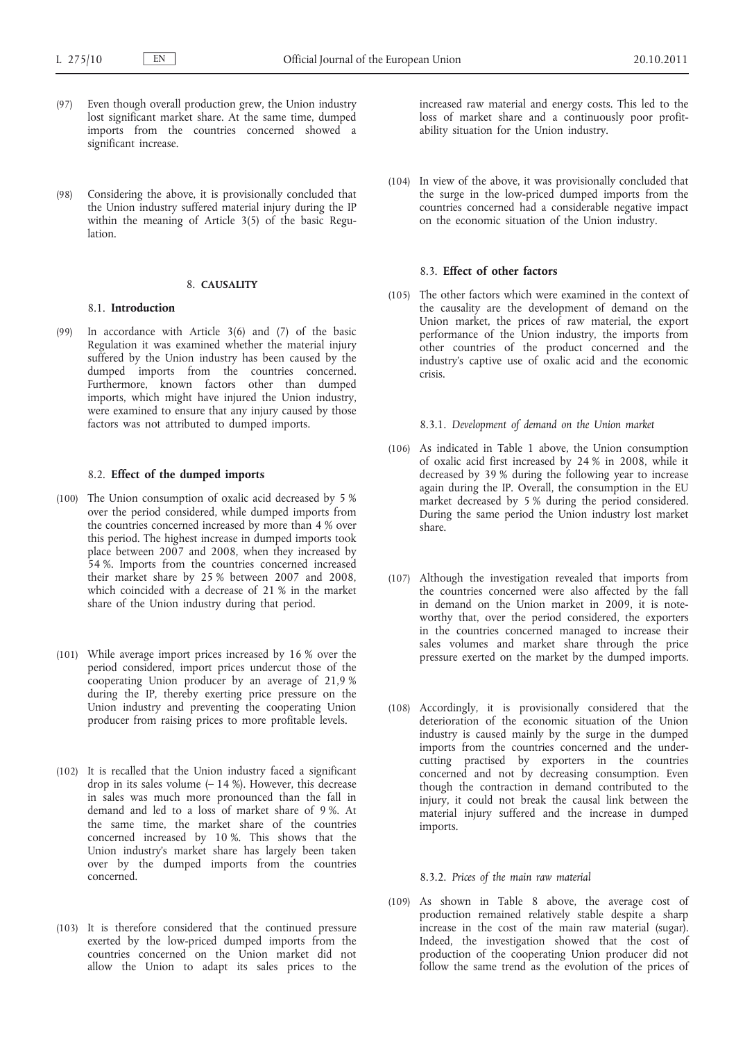(97) Even though overall production grew, the Union industry lost significant market share. At the same time, dumped imports from the countries concerned showed a significant increase.

(98) Considering the above, it is provisionally concluded that the Union industry suffered material injury during the IP within the meaning of Article 3(5) of the basic Regulation.

## 8. CAUSALITY

### 8.1. Introduction

(99) In accordance with Article 3(6) and (7) of the basic Regulation it was examined whether the material injury suffered by the Union industry has been caused by the dumped imports from the countries concerned. Furthermore, known factors other than dumped imports, which might have injured the Union industry, were examined to ensure that any injury caused by those factors was not attributed to dumped imports.

### 8.2. Effect of the dumped imports

(100) The Union consumption of oxalic acid decreased by 5 % over the period considered, while dumped imports from the countries concerned increased by more than 4 % over this period. The highest increase in dumped imports took place between 2007 and 2008, when they increased by 54 %. Imports from the countries concerned increased their market share by 25 % between 2007 and 2008, which coincided with a decrease of 21 % in the market share of the Union industry during that period.

(101) While average import prices increased by 16 % over the period considered, import prices undercut those of the cooperating Union producer by an average of 21,9 % during the IP, thereby exerting price pressure on the Union industry and preventing the cooperating Union producer from raising prices to more profitable levels.

(102) It is recalled that the Union industry faced a significant drop in its sales volume (– 14 %). However, this decrease in sales was much more pronounced than the fall in demand and led to a loss of market share of 9 %. At the same time, the market share of the countries concerned increased by 10 %. This shows that the Union industry's market share has largely been taken over by the dumped imports from the countries concerned.

(103) It is therefore considered that the continued pressure exerted by the low-priced dumped imports from the countries concerned on the Union market did not allow the Union to adapt its sales prices to the increased raw material and energy costs. This led to the loss of market share and a continuously poor profitability situation for the Union industry.

(104) In view of the above, it was provisionally concluded that the surge in the low-priced dumped imports from the countries concerned had a considerable negative impact on the economic situation of the Union industry.

### 8.3. Effect of other factors

(105) The other factors which were examined in the context of the causality are the development of demand on the Union market, the prices of raw material, the export performance of the Union industry, the imports from other countries of the product concerned and the industry's captive use of oxalic acid and the economic crisis.

#### 8.3.1. *Development of demand on the Union market*

(106) As indicated in Table 1 above, the Union consumption of oxalic acid first increased by 24 % in 2008, while it decreased by 39 % during the following year to increase again during the IP. Overall, the consumption in the EU market decreased by 5 % during the period considered. During the same period the Union industry lost market share.

(107) Although the investigation revealed that imports from the countries concerned were also affected by the fall in demand on the Union market in 2009, it is noteworthy that, over the period considered, the exporters in the countries concerned managed to increase their sales volumes and market share through the price pressure exerted on the market by the dumped imports.

(108) Accordingly, it is provisionally considered that the deterioration of the economic situation of the Union industry is caused mainly by the surge in the dumped imports from the countries concerned and the undercutting practised by exporters in the countries concerned and not by decreasing consumption. Even though the contraction in demand contributed to the injury, it could not break the causal link between the material injury suffered and the increase in dumped imports.

#### 8.3.2. *Prices of the main raw material*

(109) As shown in Table 8 above, the average cost of production remained relatively stable despite a sharp increase in the cost of the main raw material (sugar). Indeed, the investigation showed that the cost of production of the cooperating Union producer did not follow the same trend as the evolution of the prices of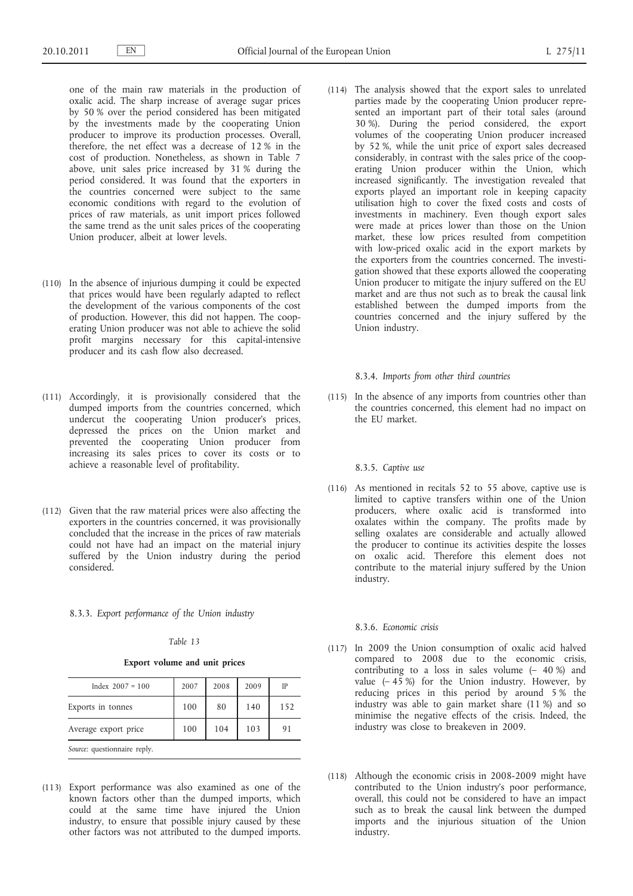one of the main raw materials in the production of oxalic acid. The sharp increase of average sugar prices by 50 % over the period considered has been mitigated by the investments made by the cooperating Union producer to improve its production processes. Overall, therefore, the net effect was a decrease of 12 % in the cost of production. Nonetheless, as shown in Table 7 above, unit sales price increased by 31 % during the period considered. It was found that the exporters in the countries concerned were subject to the same economic conditions with regard to the evolution of prices of raw materials, as unit import prices followed the same trend as the unit sales prices of the cooperating Union producer, albeit at lower levels.

(110) In the absence of injurious dumping it could be expected that prices would have been regularly adapted to reflect the development of the various components of the cost of production. However, this did not happen. The cooperating Union producer was not able to achieve the solid profit margins necessary for this capital-intensive producer and its cash flow also decreased.

(111) Accordingly, it is provisionally considered that the dumped imports from the countries concerned, which undercut the cooperating Union producer's prices, depressed the prices on the Union market and prevented the cooperating Union producer from increasing its sales prices to cover its costs or to achieve a reasonable level of profitability.

(112) Given that the raw material prices were also affecting the exporters in the countries concerned, it was provisionally concluded that the increase in the prices of raw materials could not have had an impact on the material injury suffered by the Union industry during the period considered.

#### 8.3.3. *Export performance of the Union industry*

*Table 13*

**Export volume and unit prices**

| Index 2007 = 100 | 2007 | 2008 | 2009 | IP |
|---|---|---|---|---|
| Exports in tonnes | 100 | 80 | 140 | 152 |
| Average export price | 100 | 104 | 103 | 91 |

*Source:* questionnaire reply.

(113) Export performance was also examined as one of the known factors other than the dumped imports, which could at the same time have injured the Union industry, to ensure that possible injury caused by these other factors was not attributed to the dumped imports.

(114) The analysis showed that the export sales to unrelated parties made by the cooperating Union producer represented an important part of their total sales (around 30 %). During the period considered, the export volumes of the cooperating Union producer increased by 52 %, while the unit price of export sales decreased considerably, in contrast with the sales price of the cooperating Union producer within the Union, which increased significantly. The investigation revealed that exports played an important role in keeping capacity utilisation high to cover the fixed costs and costs of investments in machinery. Even though export sales were made at prices lower than those on the Union market, these low prices resulted from competition with low-priced oxalic acid in the export markets by the exporters from the countries concerned. The investigation showed that these exports allowed the cooperating Union producer to mitigate the injury suffered on the EU market and are thus not such as to break the causal link established between the dumped imports from the countries concerned and the injury suffered by the Union industry.

#### 8.3.4. *Imports from other third countries*

(115) In the absence of any imports from countries other than the countries concerned, this element had no impact on the EU market.

#### 8.3.5. *Captive use*

(116) As mentioned in recitals 52 to 55 above, captive use is limited to captive transfers within one of the Union producers, where oxalic acid is transformed into oxalates within the company. The profits made by selling oxalates are considerable and actually allowed the producer to continue its activities despite the losses on oxalic acid. Therefore this element does not contribute to the material injury suffered by the Union industry.

#### 8.3.6. *Economic crisis*

(117) In 2009 the Union consumption of oxalic acid halved compared to 2008 due to the economic crisis, contributing to a loss in sales volume (– 40 %) and value (– 45 %) for the Union industry. However, by reducing prices in this period by around 5 % the industry was able to gain market share (11 %) and so minimise the negative effects of the crisis. Indeed, the industry was close to breakeven in 2009.

(118) Although the economic crisis in 2008-2009 might have contributed to the Union industry's poor performance, overall, this could not be considered to have an impact such as to break the causal link between the dumped imports and the injurious situation of the Union industry.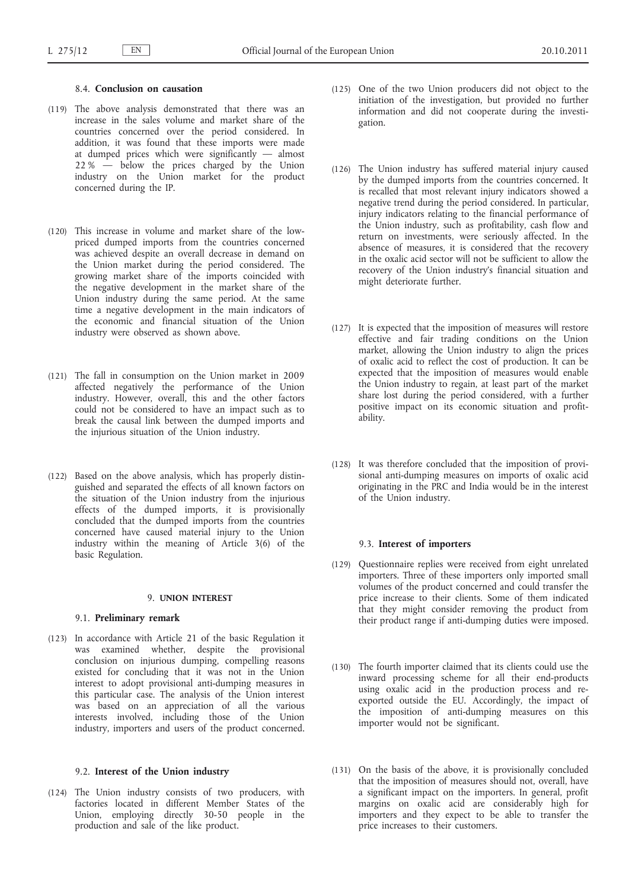### 8.4. **Conclusion on causation**

(119) The above analysis demonstrated that there was an increase in the sales volume and market share of the countries concerned over the period considered. In addition, it was found that these imports were made at dumped prices which were significantly — almost 22 % — below the prices charged by the Union industry on the Union market for the product concerned during the IP.

(120) This increase in volume and market share of the low-priced dumped imports from the countries concerned was achieved despite an overall decrease in demand on the Union market during the period considered. The growing market share of the imports coincided with the negative development in the market share of the Union industry during the same period. At the same time a negative development in the main indicators of the economic and financial situation of the Union industry were observed as shown above.

(121) The fall in consumption on the Union market in 2009 affected negatively the performance of the Union industry. However, overall, this and the other factors could not be considered to have an impact such as to break the causal link between the dumped imports and the injurious situation of the Union industry.

(122) Based on the above analysis, which has properly distinguished and separated the effects of all known factors on the situation of the Union industry from the injurious effects of the dumped imports, it is provisionally concluded that the dumped imports from the countries concerned have caused material injury to the Union industry within the meaning of Article 3(6) of the basic Regulation.

## 9. **UNION INTEREST**

### 9.1. **Preliminary remark**

(123) In accordance with Article 21 of the basic Regulation it was examined whether, despite the provisional conclusion on injurious dumping, compelling reasons existed for concluding that it was not in the Union interest to adopt provisional anti-dumping measures in this particular case. The analysis of the Union interest was based on an appreciation of all the various interests involved, including those of the Union industry, importers and users of the product concerned.

### 9.2. **Interest of the Union industry**

(124) The Union industry consists of two producers, with factories located in different Member States of the Union, employing directly 30-50 people in the production and sale of the like product.

(125) One of the two Union producers did not object to the initiation of the investigation, but provided no further information and did not cooperate during the investigation.

(126) The Union industry has suffered material injury caused by the dumped imports from the countries concerned. It is recalled that most relevant injury indicators showed a negative trend during the period considered. In particular, injury indicators relating to the financial performance of the Union industry, such as profitability, cash flow and return on investments, were seriously affected. In the absence of measures, it is considered that the recovery in the oxalic acid sector will not be sufficient to allow the recovery of the Union industry's financial situation and might deteriorate further.

(127) It is expected that the imposition of measures will restore effective and fair trading conditions on the Union market, allowing the Union industry to align the prices of oxalic acid to reflect the cost of production. It can be expected that the imposition of measures would enable the Union industry to regain, at least part of the market share lost during the period considered, with a further positive impact on its economic situation and profitability.

(128) It was therefore concluded that the imposition of provisional anti-dumping measures on imports of oxalic acid originating in the PRC and India would be in the interest of the Union industry.

### 9.3. **Interest of importers**

(129) Questionnaire replies were received from eight unrelated importers. Three of these importers only imported small volumes of the product concerned and could transfer the price increase to their clients. Some of them indicated that they might consider removing the product from their product range if anti-dumping duties were imposed.

(130) The fourth importer claimed that its clients could use the inward processing scheme for all their end-products using oxalic acid in the production process and re-exported outside the EU. Accordingly, the impact of the imposition of anti-dumping measures on this importer would not be significant.

(131) On the basis of the above, it is provisionally concluded that the imposition of measures should not, overall, have a significant impact on the importers. In general, profit margins on oxalic acid are considerably high for importers and they expect to be able to transfer the price increases to their customers.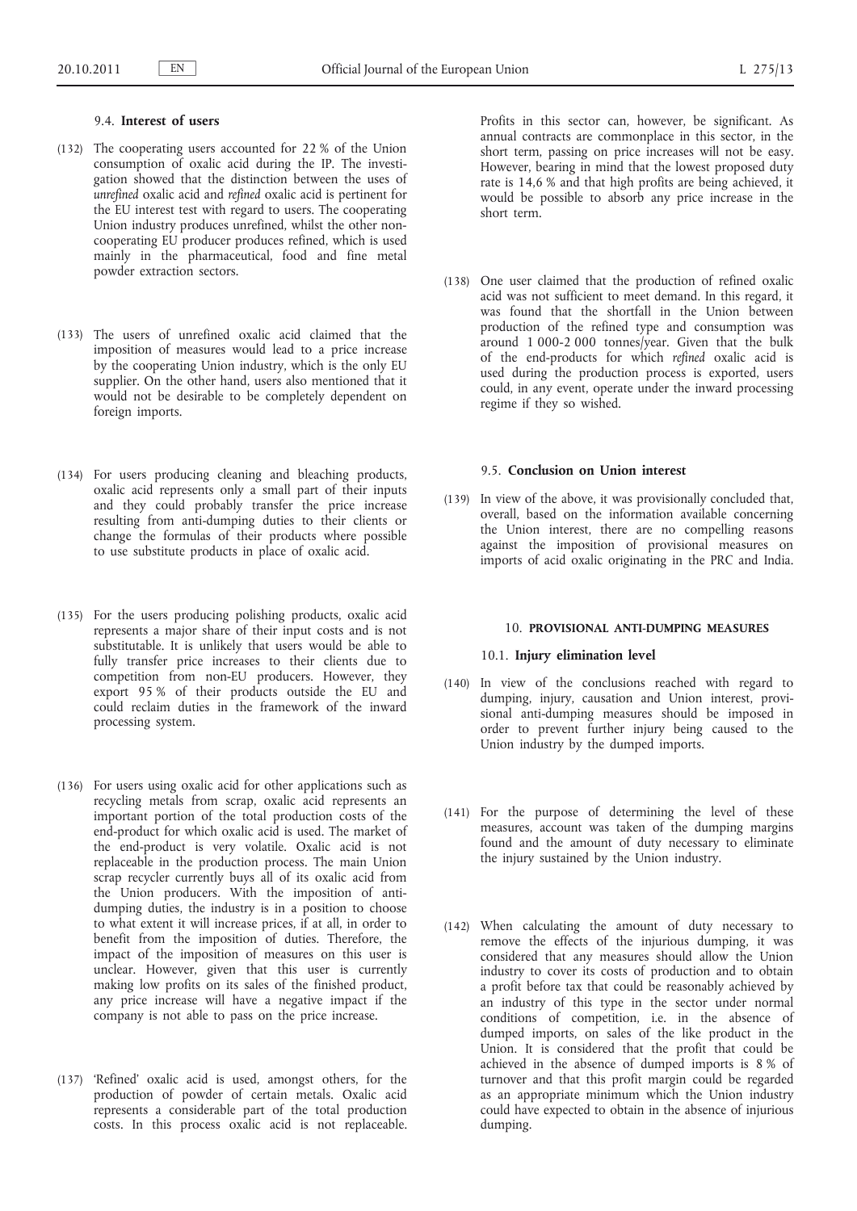### 9.4. **Interest of users**

(132) The cooperating users accounted for 22 % of the Union consumption of oxalic acid during the IP. The investigation showed that the distinction between the uses of *unrefined* oxalic acid and *refined* oxalic acid is pertinent for the EU interest test with regard to users. The cooperating Union industry produces unrefined, whilst the other non-cooperating EU producer produces refined, which is used mainly in the pharmaceutical, food and fine metal powder extraction sectors.

(133) The users of unrefined oxalic acid claimed that the imposition of measures would lead to a price increase by the cooperating Union industry, which is the only EU supplier. On the other hand, users also mentioned that it would not be desirable to be completely dependent on foreign imports.

(134) For users producing cleaning and bleaching products, oxalic acid represents only a small part of their inputs and they could probably transfer the price increase resulting from anti-dumping duties to their clients or change the formulas of their products where possible to use substitute products in place of oxalic acid.

(135) For the users producing polishing products, oxalic acid represents a major share of their input costs and is not substitutable. It is unlikely that users would be able to fully transfer price increases to their clients due to competition from non-EU producers. However, they export 95 % of their products outside the EU and could reclaim duties in the framework of the inward processing system.

(136) For users using oxalic acid for other applications such as recycling metals from scrap, oxalic acid represents an important portion of the total production costs of the end-product for which oxalic acid is used. The market of the end-product is very volatile. Oxalic acid is not replaceable in the production process. The main Union scrap recycler currently buys all of its oxalic acid from the Union producers. With the imposition of anti-dumping duties, the industry is in a position to choose to what extent it will increase prices, if at all, in order to benefit from the imposition of duties. Therefore, the impact of the imposition of measures on this user is unclear. However, given that this user is currently making low profits on its sales of the finished product, any price increase will have a negative impact if the company is not able to pass on the price increase.

(137) 'Refined' oxalic acid is used, amongst others, for the production of powder of certain metals. Oxalic acid represents a considerable part of the total production costs. In this process oxalic acid is not replaceable. Profits in this sector can, however, be significant. As annual contracts are commonplace in this sector, in the short term, passing on price increases will not be easy. However, bearing in mind that the lowest proposed duty rate is 14,6 % and that high profits are being achieved, it would be possible to absorb any price increase in the short term.

(138) One user claimed that the production of refined oxalic acid was not sufficient to meet demand. In this regard, it was found that the shortfall in the Union between production of the refined type and consumption was around 1 000-2 000 tonnes/year. Given that the bulk of the end-products for which *refined* oxalic acid is used during the production process is exported, users could, in any event, operate under the inward processing regime if they so wished.

### 9.5. **Conclusion on Union interest**

(139) In view of the above, it was provisionally concluded that, overall, based on the information available concerning the Union interest, there are no compelling reasons against the imposition of provisional measures on imports of acid oxalic originating in the PRC and India.

## 10. **PROVISIONAL ANTI-DUMPING MEASURES**

### 10.1. **Injury elimination level**

(140) In view of the conclusions reached with regard to dumping, injury, causation and Union interest, provisional anti-dumping measures should be imposed in order to prevent further injury being caused to the Union industry by the dumped imports.

(141) For the purpose of determining the level of these measures, account was taken of the dumping margins found and the amount of duty necessary to eliminate the injury sustained by the Union industry.

(142) When calculating the amount of duty necessary to remove the effects of the injurious dumping, it was considered that any measures should allow the Union industry to cover its costs of production and to obtain a profit before tax that could be reasonably achieved by an industry of this type in the sector under normal conditions of competition, i.e. in the absence of dumped imports, on sales of the like product in the Union. It is considered that the profit that could be achieved in the absence of dumped imports is 8 % of turnover and that this profit margin could be regarded as an appropriate minimum which the Union industry could have expected to obtain in the absence of injurious dumping.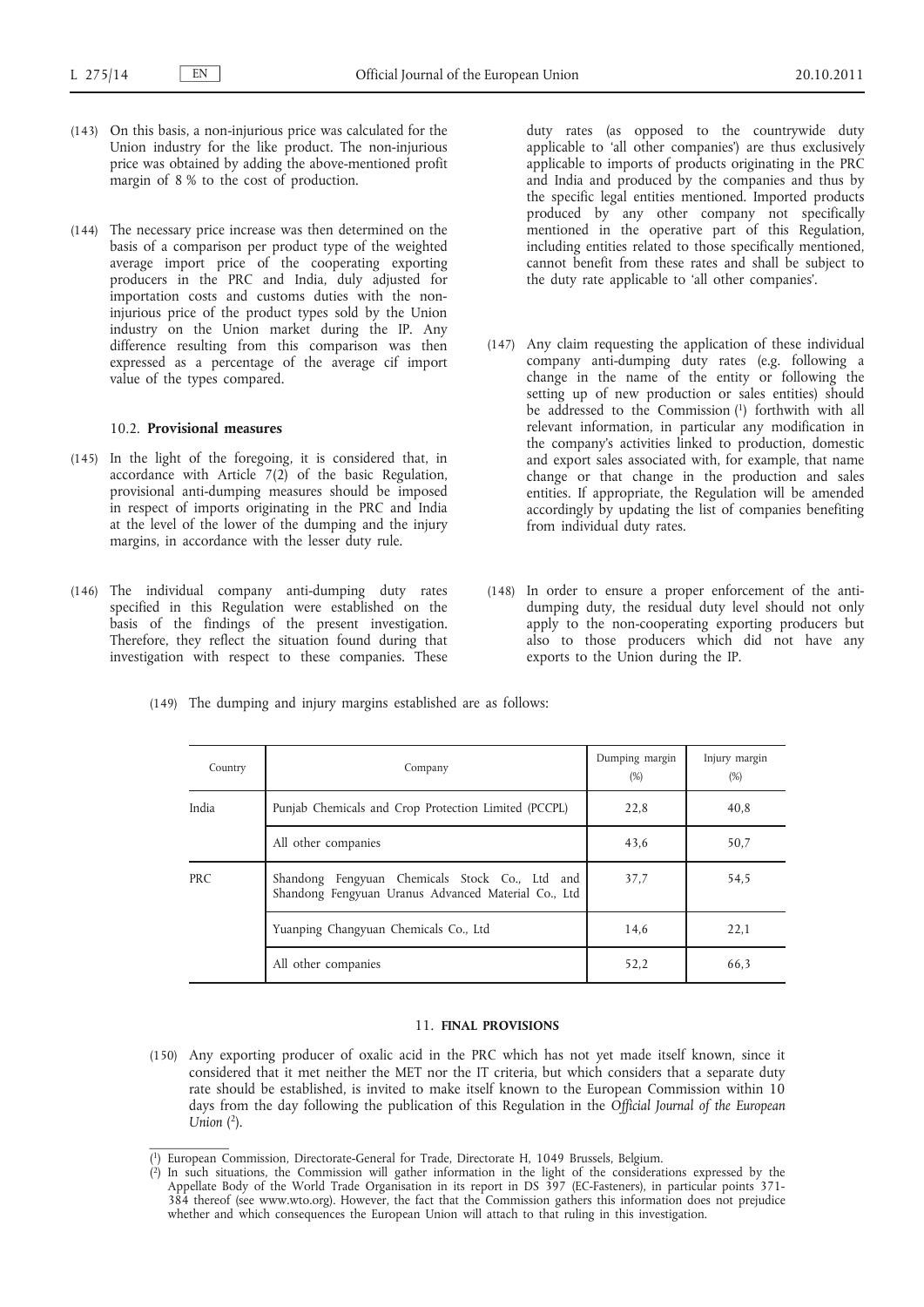(143) On this basis, a non-injurious price was calculated for the Union industry for the like product. The non-injurious price was obtained by adding the above-mentioned profit margin of 8 % to the cost of production.

(144) The necessary price increase was then determined on the basis of a comparison per product type of the weighted average import price of the cooperating exporting producers in the PRC and India, duly adjusted for importation costs and customs duties with the non-injurious price of the product types sold by the Union industry on the Union market during the IP. Any difference resulting from this comparison was then expressed as a percentage of the average cif import value of the types compared.

### 10.2. **Provisional measures**

(145) In the light of the foregoing, it is considered that, in accordance with Article 7(2) of the basic Regulation, provisional anti-dumping measures should be imposed in respect of imports originating in the PRC and India at the level of the lower of the dumping and the injury margins, in accordance with the lesser duty rule.

(146) The individual company anti-dumping duty rates specified in this Regulation were established on the basis of the findings of the present investigation. Therefore, they reflect the situation found during that investigation with respect to these companies. These duty rates (as opposed to the countrywide duty applicable to 'all other companies') are thus exclusively applicable to imports of products originating in the PRC and India and produced by the companies and thus by the specific legal entities mentioned. Imported products produced by any other company not specifically mentioned in the operative part of this Regulation, including entities related to those specifically mentioned, cannot benefit from these rates and shall be subject to the duty rate applicable to 'all other companies'.

(147) Any claim requesting the application of these individual company anti-dumping duty rates (e.g. following a change in the name of the entity or following the setting up of new production or sales entities) should be addressed to the Commission [1] forthwith with all relevant information, in particular any modification in the company's activities linked to production, domestic and export sales associated with, for example, that name change or that change in the production and sales entities. If appropriate, the Regulation will be amended accordingly by updating the list of companies benefiting from individual duty rates.

(148) In order to ensure a proper enforcement of the anti-dumping duty, the residual duty level should not only apply to the non-cooperating exporting producers but also to those producers which did not have any exports to the Union during the IP.

(149) The dumping and injury margins established are as follows:

| Country | Company | Dumping margin (%) | Injury margin (%) |
|---|---|---|---|
| India | Punjab Chemicals and Crop Protection Limited (PCCPL) | 22,8 | 40,8 |
| | All other companies | 43,6 | 50,7 |
| PRC | Shandong Fengyuan Chemicals Stock Co., Ltd and Shandong Fengyuan Uranus Advanced Material Co., Ltd | 37,7 | 54,5 |
| | Yuanping Changyuan Chemicals Co., Ltd | 14,6 | 22,1 |
| | All other companies | 52,2 | 66,3 |

## 11. **FINAL PROVISIONS**

(150) Any exporting producer of oxalic acid in the PRC which has not yet made itself known, since it considered that it met neither the MET nor the IT criteria, but which considers that a separate duty rate should be established, is invited to make itself known to the European Commission within 10 days from the day following the publication of this Regulation in the *Official Journal of the European Union* [2].

---

[1] European Commission, Directorate-General for Trade, Directorate H, 1049 Brussels, Belgium.

[2] In such situations, the Commission will gather information in the light of the considerations expressed by the Appellate Body of the World Trade Organisation in its report in DS 397 (EC-Fasteners), in particular points 371-384 thereof (see www.wto.org). However, the fact that the Commission gathers this information does not prejudice whether and which consequences the European Union will attach to that ruling in this investigation.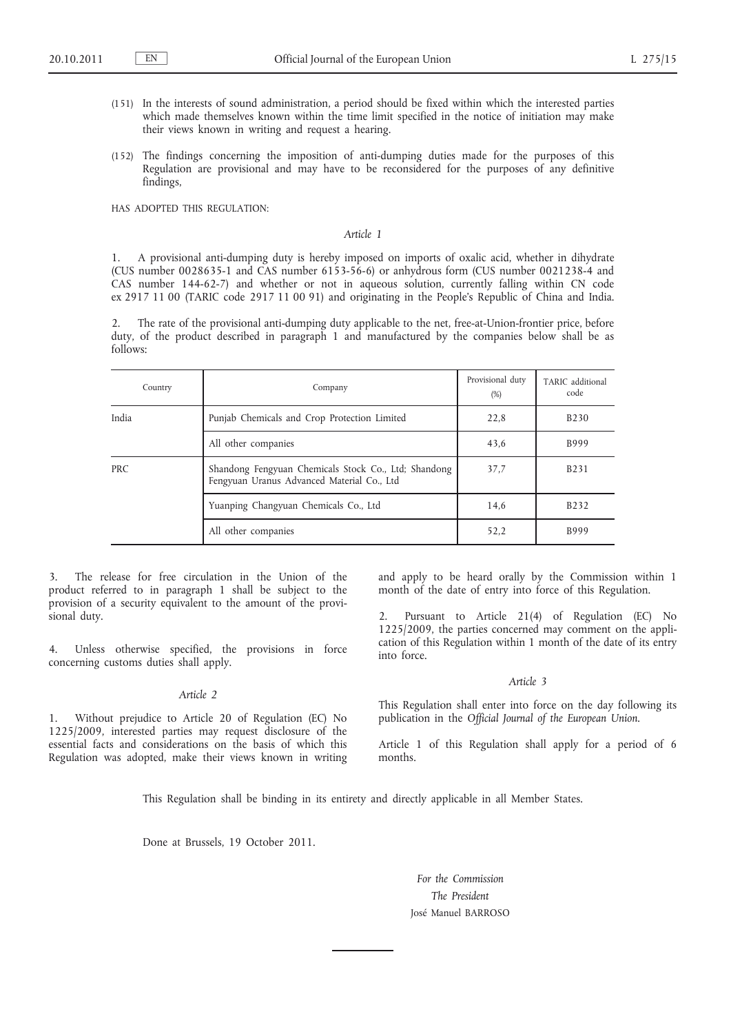(151) In the interests of sound administration, a period should be fixed within which the interested parties which made themselves known within the time limit specified in the notice of initiation may make their views known in writing and request a hearing.

(152) The findings concerning the imposition of anti-dumping duties made for the purposes of this Regulation are provisional and may have to be reconsidered for the purposes of any definitive findings,

HAS ADOPTED THIS REGULATION:

*Article 1*

1. A provisional anti-dumping duty is hereby imposed on imports of oxalic acid, whether in dihydrate (CUS number 0028635-1 and CAS number 6153-56-6) or anhydrous form (CUS number 0021238-4 and CAS number 144-62-7) and whether or not in aqueous solution, currently falling within CN code ex 2917 11 00 (TARIC code 2917 11 00 91) and originating in the People's Republic of China and India.

2. The rate of the provisional anti-dumping duty applicable to the net, free-at-Union-frontier price, before duty, of the product described in paragraph 1 and manufactured by the companies below shall be as follows:

| Country | Company | Provisional duty (%) | TARIC additional code |
|---|---|---|---|
| India | Punjab Chemicals and Crop Protection Limited | 22,8 | B230 |
| | All other companies | 43,6 | B999 |
| PRC | Shandong Fengyuan Chemicals Stock Co., Ltd; Shandong Fengyuan Uranus Advanced Material Co., Ltd | 37,7 | B231 |
| | Yuanping Changyuan Chemicals Co., Ltd | 14,6 | B232 |
| | All other companies | 52,2 | B999 |

3. The release for free circulation in the Union of the product referred to in paragraph 1 shall be subject to the provision of a security equivalent to the amount of the provisional duty.

4. Unless otherwise specified, the provisions in force concerning customs duties shall apply.

*Article 2*

1. Without prejudice to Article 20 of Regulation (EC) No 1225/2009, interested parties may request disclosure of the essential facts and considerations on the basis of which this Regulation was adopted, make their views known in writing and apply to be heard orally by the Commission within 1 month of the date of entry into force of this Regulation.

2. Pursuant to Article 21(4) of Regulation (EC) No 1225/2009, the parties concerned may comment on the application of this Regulation within 1 month of the date of its entry into force.

*Article 3*

This Regulation shall enter into force on the day following its publication in the *Official Journal of the European Union*.

Article 1 of this Regulation shall apply for a period of 6 months.

This Regulation shall be binding in its entirety and directly applicable in all Member States.

Done at Brussels, 19 October 2011.

*For the Commission*

*The President*

José Manuel BARROSO